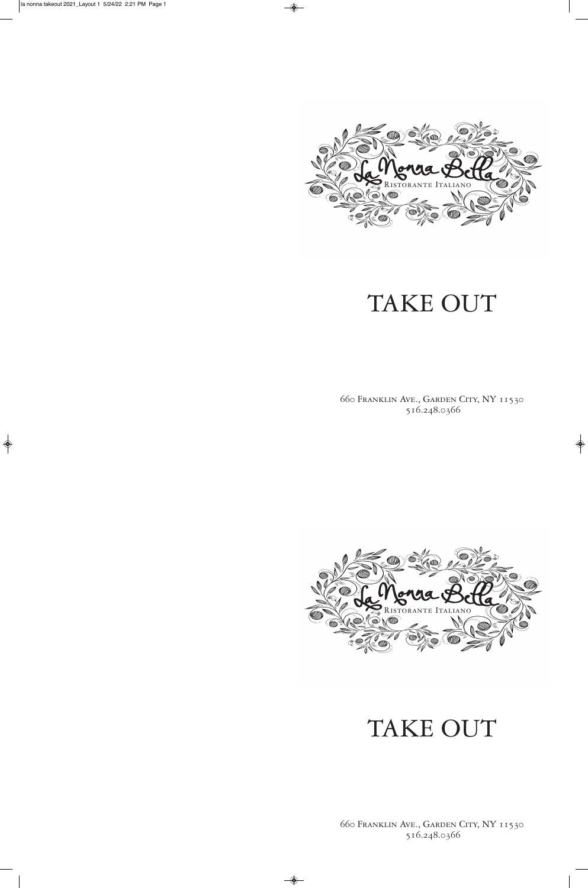# La Nonna Bella

Ristorante Italiano

# TAKE OUT

660 Franklin Ave., Garden City, NY 11530
516.248.0366

# La Nonna Bella

Ristorante Italiano

# TAKE OUT

660 Franklin Ave., Garden City, NY 11530
516.248.0366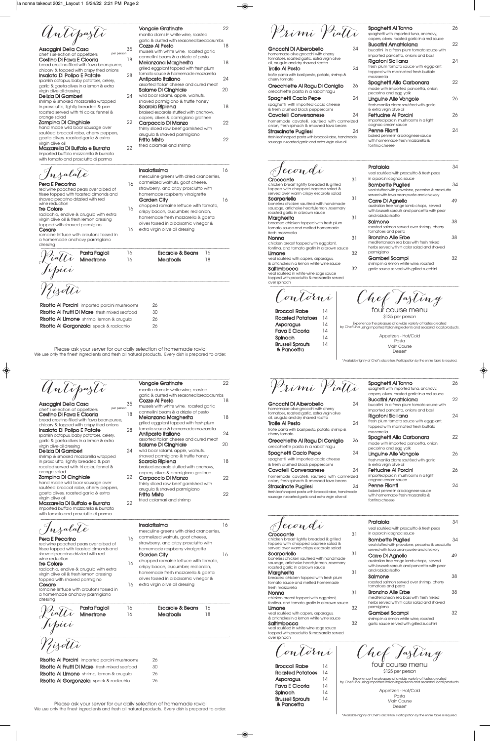# Antipasti

**Assaggini Della Casa** — 35 per person
chef's selection of appetizers

**Cestino Di Fava E Cicoria** — 18
bread crostino filled with fava bean puree, chicory & topped with crispy fried onions

**Insalata Di Polpo E Patate** — 28
spanish octopus, baby potatoes, celery, garlic & gaeta olives in a lemon & extra virgin olive oil dressing

**Delizia Di Gamberi** — 24
shrimp & smoked mozzarella wrapped in prosciutto, lightly breaded & pan roasted served with tri color, fennel & orange salad

**Zampina Di Cinghiale** — 22
hand made wild boar sausage over sautéed broccoli rabe, cherry peppers, gaeta olives, roasted garlic & extra virgin olive oil

**Mozzarella Di Buffalo e Burrata** — 22
imported buffalo mozzarella & burrata with tomato and prosciutto di parma

**Vongole Gratinate** — 22
manila clams in white wine, roasted garlic & dusted with seasoned breadcrumbs

**Cozze Al Pesto** — 18
mussels with white wine, roasted garlic cannellini beans & a drizzle of pesto

**Melanzana Margherita** — 18
grilled eggplant topped with fresh plum tomato sauce & homemade mozzarella

**Antipasto Italiano** — 24
assorted Italian cheese and cured meat

**Salame Di Cinghiale** — 20
wild boar salami, apple, walnuts, shaved parmigiano & truffle honey

**Scarola Ripiena** — 18
braised escarole stuffed with anchovy, capers, olives & parmigiano gratinee

**Carpaccio Di Manzo** — 22
thinly sliced raw beef garnished with arugula & shaved parmigiano

**Fritto Misto** — 22
fried calamari and shrimp

# Insalate

**Pera E Pecorino** — 16
red wine poached pears over a bed of frisee topped with toasted almonds and shaved pecorino drizzled with red wine reduction

**Tre Colore** — 16
radicchio, endive & arugula with extra virgin olive oil & fresh lemon dressing topped with shaved parmigino

**Cesare** — 16
romaine lettuce with croutons tossed in a homemade anchovy parmigiano dressing

**Insalatissima** — 16
mesculine greens with dried cranberries, carmelized walnuts, goat cheese, strawberry, and crispy prosciutto with homemade raspberry vinaigrette

**Garden City** — 16
chopped romaine lettuce with tomato, crispy bacon, cucumber, red onion, homemade fresh mozzarella & gaeta olives tossed in a balsamic vinegar & extra virgin olive oil dressing

# Piatti Tipici

| | | | |
|---|---|---|---|
| Pasta Fagioli | 16 | Escarole & Beans | 16 |
| Minestrone | 16 | Meatballs | 18 |

# Risotti

| | |
|---|---|
| **Risotto Al Porcini** imported porcini mushrooms | 26 |
| **Risotto Al Frutti Di Mare** fresh mixed seafood | 30 |
| **Risotto Al Limone** shrimp, lemon & arugula | 26 |
| **Risotto Al Gorgonzola** speck & radicchio | 26 |

Please ask your server for our daily selection of homemade ravioli
We use only the finest ingredients and fresh all natural products. Every dish is prepared to order.

# Primi Piatti

**Gnocchi Di Alberobello** — 24
homemade olive gnocchi with cherry tomatoes, roasted garlic, extra virgin olive oil, arugula and dry shaved ricotta

**Trofie Al Pesto** — 24
trofie pasta with basil pesto, potato, shrimp & cherry tomato

**Orecchiette Al Ragu Di Coniglio** — 26
orecchiette pasta in a rabbit ragu

**Spaghetti Cacio Pepe** — 24
spaghetti with imported cacio cheese & fresh crushed black peppercorns

**Cavatelli Conversanese** — 24
homemade cavatelli, sautéed with carmelized onion, fresh spinach & smashed fava beans

**Strascinate Pugliesi** — 24
fresh leaf shaped pasta with broccoli rabe, handmade sausage in roasted garlic and extra virgin olive oil

**Spaghetti Al Tonno** — 26
spaghetti with imported tuna, anchovy, capers, olives, roasted garlic in a red sauce

**Bucatini Amatriciana** — 22
bucatini in a fresh plum tomato sauce with imported pancetta, onions and basil

**Rigatoni Siciliana** — 24
fresh plum tomato sauce with eggplant, topped with marinated fresh buffalo mozzarella

**Spaghetti Alla Carbonara** — 22
made with imported pancetta, onion, pecorino and egg yolk

**Linguine Alle Vongole** — 26
fresh manila clams sautéed with garlic & extra virgin olive oil

**Fettucine Al Porcini** — 26
imported porcini mushrooms in a light cognac cream sauce

**Penne Filanti** — 24
baked penne in a bolognese sauce with homemade fresh mozzarella & fontina cheese

# Secondi

**Croccante** — 31
chicken breast lightly breaded & grilled topped with chopped caprese salad & served over warm crispy escarole salad

**Scarpariello** — 31
boneless chicken sautéed with handmade sausage, artichoke hearts,lemon ,rosemary roasted garlic in a brown sauce

**Margherita** — 31
breaded chicken topped with fresh plum tomato sauce and melted homemade fresh mozzarella

**Nonna** — 31
chicken breast topped with eggplant, fontina, and tomato gratin in a brown sauce

**Limone** — 32
veal sautéed with capers, asparagus, & artichokes in a lemon white wine sauce

**Saltimbocca** — 32
veal sautéed in white wine sage sauce topped with prosciutto & mozzarella served over spinach

**Prataiola** — 34
veal sautéed with proscuitto & fresh peas in a porcini cognac sauce

**Bombette Pugliesi** — 34
veal stuffed with provolone, pecorino & prosciutto served with fava bean purée and chickory

**Carre Di Agnello** — 49
australian free range lamb chops, served with brussels sprouts and pancetta with pear and robiola risotto

**Salmone** — 38
roasted salmon served over shrimp, cherry tomatoes and pesto

**Bronzino Alle Erbe** — 38
mediterranean sea bass with fresh mixed herbs served with tri color salad and shaved parmigiano

**Gamberi Scampi** — 32
shrimp in a lemon white wine, roasted garlic sauce served with grilled zucchini

# Contorni

| | |
|---|---|
| Broccoli Rabe | 14 |
| Roasted Potatoes | 14 |
| Asparagus | 14 |
| Fava E Cicoria | 14 |
| Spinach | 14 |
| Brussell Sprouts & Pancetta | 14 |

# Chef Tasting

four course menu
$125 per person

Experience the pleasure of a wide variety of tastes created by Chef Lino using imported Italian ingredients and seasonal local products.

Appetizers - Hot/Cold
Pasta
Main Course
Dessert

*Available nightly at Chef's discretion. Participation by the entire table is required.

---

# Antipasti

**Assaggini Della Casa** — 35 per person
chef's selection of appetizers

**Cestino Di Fava E Cicoria** — 18
bread crostino filled with fava bean puree, chicory & topped with crispy fried onions

**Insalata Di Polpo E Patate** — 28
spanish octopus, baby potatoes, celery, garlic & gaeta olives in a lemon & extra virgin olive oil dressing

**Delizia Di Gamberi** — 24
shrimp & smoked mozzarella wrapped in prosciutto, lightly breaded & pan roasted served with tri color, fennel & orange salad

**Zampina Di Cinghiale** — 22
hand made wild boar sausage over sautéed broccoli rabe, cherry peppers, gaeta olives, roasted garlic & extra virgin olive oil

**Mozzarella Di Buffalo e Burrata** — 22
imported buffalo mozzarella & burrata with tomato and prosciutto di parma

**Vongole Gratinate** — 22
manila clams in white wine, roasted garlic & dusted with seasoned breadcrumbs

**Cozze Al Pesto** — 18
mussels with white wine, roasted garlic cannellini beans & a drizzle of pesto

**Melanzana Margherita** — 18
grilled eggplant topped with fresh plum tomato sauce & homemade mozzarella

**Antipasto Italiano** — 24
assorted Italian cheese and cured meat

**Salame Di Cinghiale** — 20
wild boar salami, apple, walnuts, shaved parmigiano & truffle honey

**Scarola Ripiena** — 18
braised escarole stuffed with anchovy, capers, olives & parmigiano gratinee

**Carpaccio Di Manzo** — 22
thinly sliced raw beef garnished with arugula & shaved parmigiano

**Fritto Misto** — 22
fried calamari and shrimp

# Insalate

**Pera E Pecorino** — 16
red wine poached pears over a bed of frisee topped with toasted almonds and shaved pecorino drizzled with red wine reduction

**Tre Colore** — 16
radicchio, endive & arugula with extra virgin olive oil & fresh lemon dressing topped with shaved parmigino

**Cesare** — 16
romaine lettuce with croutons tossed in a homemade anchovy parmigiano dressing

**Insalatissima** — 16
mesculine greens with dried cranberries, carmelized walnuts, goat cheese, strawberry, and crispy prosciutto with homemade raspberry vinaigrette

**Garden City** — 16
chopped romaine lettuce with tomato, crispy bacon, cucumber, red onion, homemade fresh mozzarella & gaeta olives tossed in a balsamic vinegar & extra virgin olive oil dressing

# Piatti Tipici

| | | | |
|---|---|---|---|
| Pasta Fagioli | 16 | Escarole & Beans | 16 |
| Minestrone | 16 | Meatballs | 18 |

# Risotti

| | |
|---|---|
| **Risotto Al Porcini** imported porcini mushrooms | 26 |
| **Risotto Al Frutti Di Mare** fresh mixed seafood | 30 |
| **Risotto Al Limone** shrimp, lemon & arugula | 26 |
| **Risotto Al Gorgonzola** speck & radicchio | 26 |

Please ask your server for our daily selection of homemade ravioli
We use only the finest ingredients and fresh all natural products. Every dish is prepared to order.

# Primi Piatti

**Gnocchi Di Alberobello** — 24
homemade olive gnocchi with cherry tomatoes, roasted garlic, extra virgin olive oil, arugula and dry shaved ricotta

**Trofie Al Pesto** — 24
trofie pasta with basil pesto, potato, shrimp & cherry tomato

**Orecchiette Al Ragu Di Coniglio** — 26
orecchiette pasta in a rabbit ragu

**Spaghetti Cacio Pepe** — 24
spaghetti with imported cacio cheese & fresh crushed black peppercorns

**Cavatelli Conversanese** — 24
homemade cavatelli, sautéed with carmelized onion, fresh spinach & smashed fava beans

**Strascinate Pugliesi** — 24
fresh leaf shaped pasta with broccoli rabe, handmade sausage in roasted garlic and extra virgin olive oil

**Spaghetti Al Tonno** — 26
spaghetti with imported tuna, anchovy, capers, olives, roasted garlic in a red sauce

**Bucatini Amatriciana** — 22
bucatini in a fresh plum tomato sauce with imported pancetta, onions and basil

**Rigatoni Siciliana** — 24
fresh plum tomato sauce with eggplant, topped with marinated fresh buffalo mozzarella

**Spaghetti Alla Carbonara** — 22
made with imported pancetta, onion, pecorino and egg yolk

**Linguine Alle Vongole** — 26
fresh manila clams sautéed with garlic & extra virgin olive oil

**Fettucine Al Porcini** — 26
imported porcini mushrooms in a light cognac cream sauce

**Penne Filanti** — 24
baked penne in a bolognese sauce with homemade fresh mozzarella & fontina cheese

# Secondi

**Croccante** — 31
chicken breast lightly breaded & grilled topped with chopped caprese salad & served over warm crispy escarole salad

**Scarpariello** — 31
boneless chicken sautéed with handmade sausage, artichoke hearts,lemon ,rosemary roasted garlic in a brown sauce

**Margherita** — 31
breaded chicken topped with fresh plum tomato sauce and melted homemade fresh mozzarella

**Nonna** — 31
chicken breast topped with eggplant, fontina, and tomato gratin in a brown sauce

**Limone** — 32
veal sautéed with capers, asparagus, & artichokes in a lemon white wine sauce

**Saltimbocca** — 32
veal sautéed in white wine sage sauce topped with prosciutto & mozzarella served over spinach

**Prataiola** — 34
veal sautéed with proscuitto & fresh peas in a porcini cognac sauce

**Bombette Pugliesi** — 34
veal stuffed with provolone, pecorino & prosciutto served with fava bean purée and chickory

**Carre Di Agnello** — 49
australian free range lamb chops, served with brussels sprouts and pancetta with pear and robiola risotto

**Salmone** — 38
roasted salmon served over shrimp, cherry tomatoes and pesto

**Bronzino Alle Erbe** — 38
mediterranean sea bass with fresh mixed herbs served with tri color salad and shaved parmigiano

**Gamberi Scampi** — 32
shrimp in a lemon white wine, roasted garlic sauce served with grilled zucchini

# Contorni

| | |
|---|---|
| Broccoli Rabe | 14 |
| Roasted Potatoes | 14 |
| Asparagus | 14 |
| Fava E Cicoria | 14 |
| Spinach | 14 |
| Brussell Sprouts & Pancetta | 14 |

# Chef Tasting

four course menu
$125 per person

Experience the pleasure of a wide variety of tastes created by Chef Lino using imported Italian ingredients and seasonal local products.

Appetizers - Hot/Cold
Pasta
Main Course
Dessert

*Available nightly at Chef's discretion. Participation by the entire table is required.